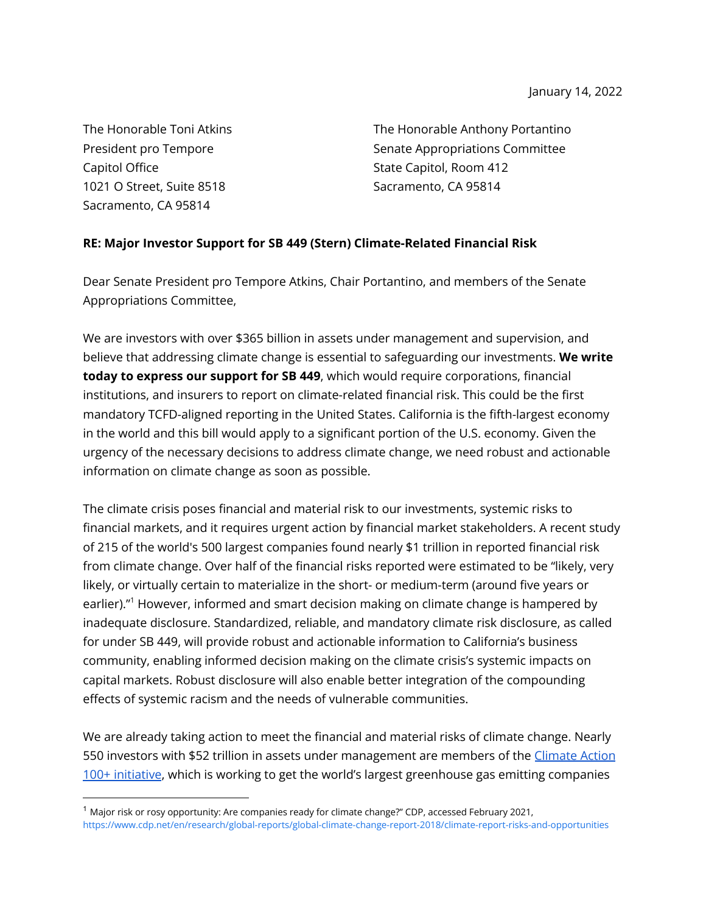January 14, 2022

The Honorable Toni Atkins
President pro Tempore
Capitol Office
1021 O Street, Suite 8518
Sacramento, CA 95814

The Honorable Anthony Portantino
Senate Appropriations Committee
State Capitol, Room 412
Sacramento, CA 95814

**RE: Major Investor Support for SB 449 (Stern) Climate-Related Financial Risk**

Dear Senate President pro Tempore Atkins, Chair Portantino, and members of the Senate Appropriations Committee,

We are investors with over $365 billion in assets under management and supervision, and believe that addressing climate change is essential to safeguarding our investments. **We write today to express our support for SB 449**, which would require corporations, financial institutions, and insurers to report on climate-related financial risk. This could be the first mandatory TCFD-aligned reporting in the United States. California is the fifth-largest economy in the world and this bill would apply to a significant portion of the U.S. economy. Given the urgency of the necessary decisions to address climate change, we need robust and actionable information on climate change as soon as possible.

The climate crisis poses financial and material risk to our investments, systemic risks to financial markets, and it requires urgent action by financial market stakeholders. A recent study of 215 of the world's 500 largest companies found nearly $1 trillion in reported financial risk from climate change. Over half of the financial risks reported were estimated to be "likely, very likely, or virtually certain to materialize in the short- or medium-term (around five years or earlier)."[1] However, informed and smart decision making on climate change is hampered by inadequate disclosure. Standardized, reliable, and mandatory climate risk disclosure, as called for under SB 449, will provide robust and actionable information to California's business community, enabling informed decision making on the climate crisis's systemic impacts on capital markets. Robust disclosure will also enable better integration of the compounding effects of systemic racism and the needs of vulnerable communities.

We are already taking action to meet the financial and material risks of climate change. Nearly 550 investors with $52 trillion in assets under management are members of the [Climate Action 100+ initiative](), which is working to get the world's largest greenhouse gas emitting companies

---

[1] Major risk or rosy opportunity: Are companies ready for climate change?" CDP, accessed February 2021, https://www.cdp.net/en/research/global-reports/global-climate-change-report-2018/climate-report-risks-and-opportunities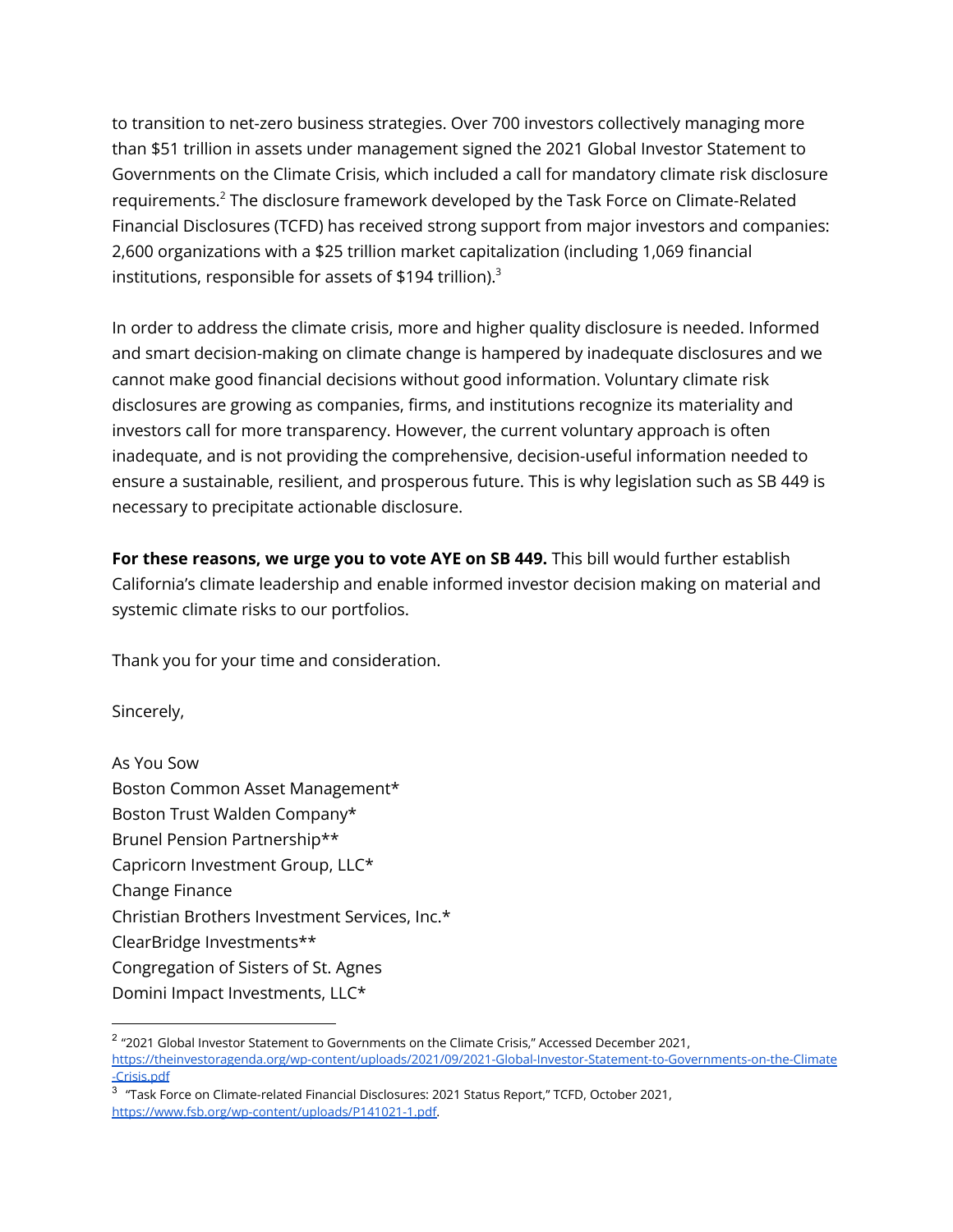to transition to net-zero business strategies. Over 700 investors collectively managing more than $51 trillion in assets under management signed the 2021 Global Investor Statement to Governments on the Climate Crisis, which included a call for mandatory climate risk disclosure requirements.[2] The disclosure framework developed by the Task Force on Climate-Related Financial Disclosures (TCFD) has received strong support from major investors and companies: 2,600 organizations with a $25 trillion market capitalization (including 1,069 financial institutions, responsible for assets of $194 trillion).[3]

In order to address the climate crisis, more and higher quality disclosure is needed. Informed and smart decision-making on climate change is hampered by inadequate disclosures and we cannot make good financial decisions without good information. Voluntary climate risk disclosures are growing as companies, firms, and institutions recognize its materiality and investors call for more transparency. However, the current voluntary approach is often inadequate, and is not providing the comprehensive, decision-useful information needed to ensure a sustainable, resilient, and prosperous future. This is why legislation such as SB 449 is necessary to precipitate actionable disclosure.

**For these reasons, we urge you to vote AYE on SB 449.** This bill would further establish California's climate leadership and enable informed investor decision making on material and systemic climate risks to our portfolios.

Thank you for your time and consideration.

Sincerely,

As You Sow
Boston Common Asset Management*
Boston Trust Walden Company*
Brunel Pension Partnership**
Capricorn Investment Group, LLC*
Change Finance
Christian Brothers Investment Services, Inc.*
ClearBridge Investments**
Congregation of Sisters of St. Agnes
Domini Impact Investments, LLC*

---

[2] "2021 Global Investor Statement to Governments on the Climate Crisis," Accessed December 2021, https://theinvestoragenda.org/wp-content/uploads/2021/09/2021-Global-Investor-Statement-to-Governments-on-the-Climate-Crisis.pdf

[3] "Task Force on Climate-related Financial Disclosures: 2021 Status Report," TCFD, October 2021, https://www.fsb.org/wp-content/uploads/P141021-1.pdf.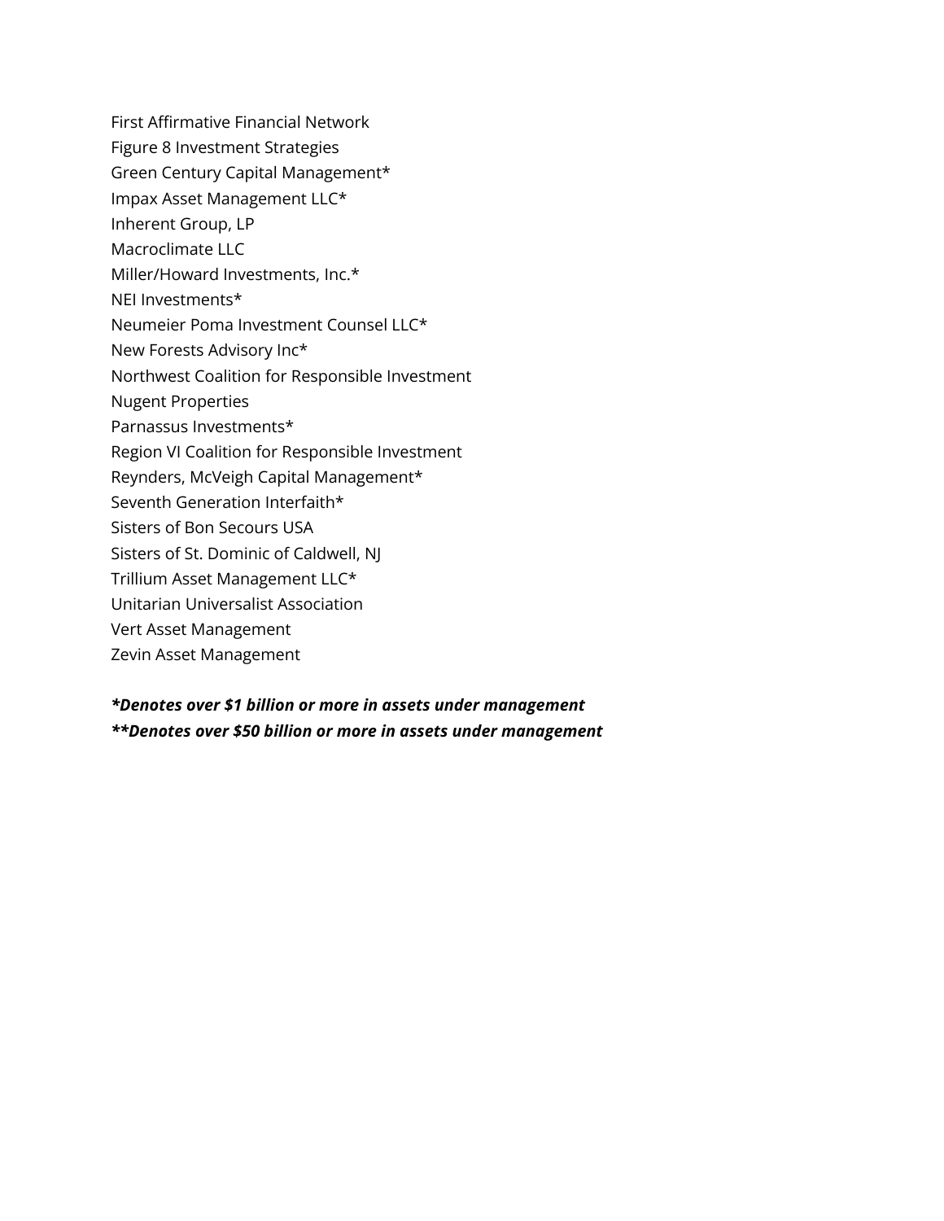First Affirmative Financial Network
Figure 8 Investment Strategies
Green Century Capital Management*
Impax Asset Management LLC*
Inherent Group, LP
Macroclimate LLC
Miller/Howard Investments, Inc.*
NEI Investments*
Neumeier Poma Investment Counsel LLC*
New Forests Advisory Inc*
Northwest Coalition for Responsible Investment
Nugent Properties
Parnassus Investments*
Region VI Coalition for Responsible Investment
Reynders, McVeigh Capital Management*
Seventh Generation Interfaith*
Sisters of Bon Secours USA
Sisters of St. Dominic of Caldwell, NJ
Trillium Asset Management LLC*
Unitarian Universalist Association
Vert Asset Management
Zevin Asset Management

***Denotes over $1 billion or more in assets under management***
*****Denotes over $50 billion or more in assets under management***